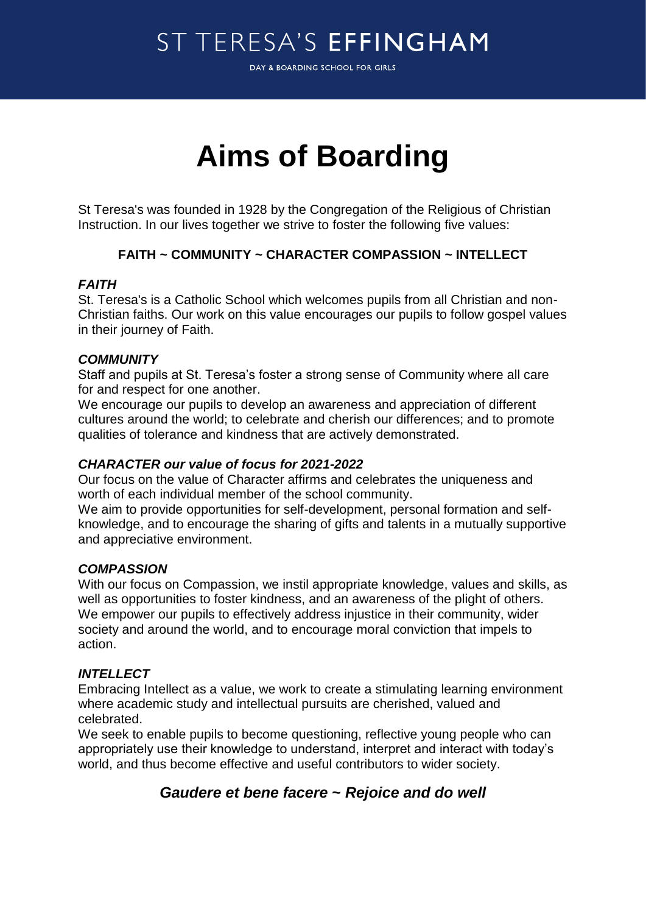ST TERESA'S **EFFINGHAM**

DAY & BOARDING SCHOOL FOR GIRLS

# Aims of Boarding

St Teresa's was founded in 1928 by the Congregation of the Religious of Christian Instruction. In our lives together we strive to foster the following five values:

**FAITH ~ COMMUNITY ~ CHARACTER COMPASSION ~ INTELLECT**

***FAITH***

St. Teresa's is a Catholic School which welcomes pupils from all Christian and non-Christian faiths. Our work on this value encourages our pupils to follow gospel values in their journey of Faith.

***COMMUNITY***

Staff and pupils at St. Teresa's foster a strong sense of Community where all care for and respect for one another.

We encourage our pupils to develop an awareness and appreciation of different cultures around the world; to celebrate and cherish our differences; and to promote qualities of tolerance and kindness that are actively demonstrated.

***CHARACTER our value of focus for 2021-2022***

Our focus on the value of Character affirms and celebrates the uniqueness and worth of each individual member of the school community.

We aim to provide opportunities for self-development, personal formation and self-knowledge, and to encourage the sharing of gifts and talents in a mutually supportive and appreciative environment.

***COMPASSION***

With our focus on Compassion, we instil appropriate knowledge, values and skills, as well as opportunities to foster kindness, and an awareness of the plight of others. We empower our pupils to effectively address injustice in their community, wider society and around the world, and to encourage moral conviction that impels to action.

***INTELLECT***

Embracing Intellect as a value, we work to create a stimulating learning environment where academic study and intellectual pursuits are cherished, valued and celebrated.

We seek to enable pupils to become questioning, reflective young people who can appropriately use their knowledge to understand, interpret and interact with today's world, and thus become effective and useful contributors to wider society.

***Gaudere et bene facere ~ Rejoice and do well***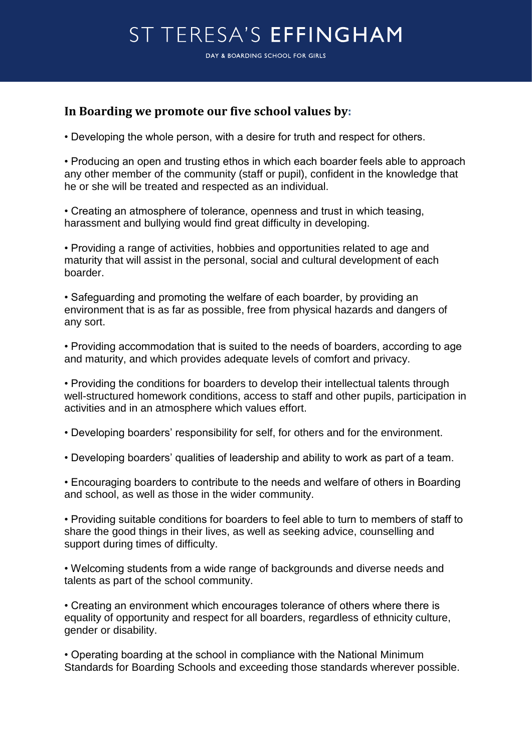# ST TERESA'S EFFINGHAM

DAY & BOARDING SCHOOL FOR GIRLS

## In Boarding we promote our five school values by:

- Developing the whole person, with a desire for truth and respect for others.
- Producing an open and trusting ethos in which each boarder feels able to approach any other member of the community (staff or pupil), confident in the knowledge that he or she will be treated and respected as an individual.
- Creating an atmosphere of tolerance, openness and trust in which teasing, harassment and bullying would find great difficulty in developing.
- Providing a range of activities, hobbies and opportunities related to age and maturity that will assist in the personal, social and cultural development of each boarder.
- Safeguarding and promoting the welfare of each boarder, by providing an environment that is as far as possible, free from physical hazards and dangers of any sort.
- Providing accommodation that is suited to the needs of boarders, according to age and maturity, and which provides adequate levels of comfort and privacy.
- Providing the conditions for boarders to develop their intellectual talents through well-structured homework conditions, access to staff and other pupils, participation in activities and in an atmosphere which values effort.
- Developing boarders' responsibility for self, for others and for the environment.
- Developing boarders' qualities of leadership and ability to work as part of a team.
- Encouraging boarders to contribute to the needs and welfare of others in Boarding and school, as well as those in the wider community.
- Providing suitable conditions for boarders to feel able to turn to members of staff to share the good things in their lives, as well as seeking advice, counselling and support during times of difficulty.
- Welcoming students from a wide range of backgrounds and diverse needs and talents as part of the school community.
- Creating an environment which encourages tolerance of others where there is equality of opportunity and respect for all boarders, regardless of ethnicity culture, gender or disability.
- Operating boarding at the school in compliance with the National Minimum Standards for Boarding Schools and exceeding those standards wherever possible.